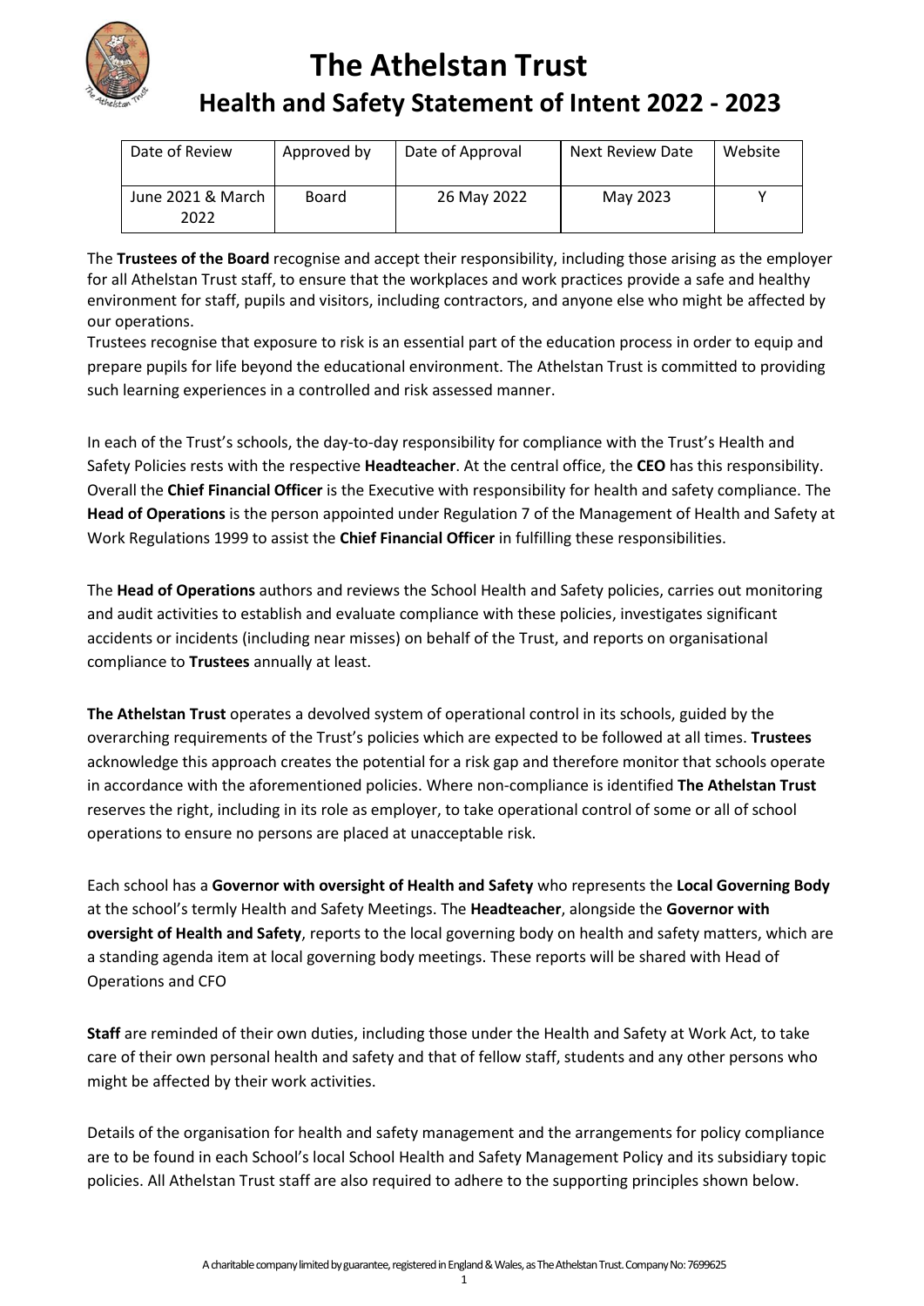# The Athelstan Trust

## Health and Safety Statement of Intent 2022 - 2023

| Date of Review | Approved by | Date of Approval | Next Review Date | Website |
|---|---|---|---|---|
| June 2021 & March 2022 | Board | 26 May 2022 | May 2023 | Y |

The **Trustees of the Board** recognise and accept their responsibility, including those arising as the employer for all Athelstan Trust staff, to ensure that the workplaces and work practices provide a safe and healthy environment for staff, pupils and visitors, including contractors, and anyone else who might be affected by our operations.
Trustees recognise that exposure to risk is an essential part of the education process in order to equip and prepare pupils for life beyond the educational environment. The Athelstan Trust is committed to providing such learning experiences in a controlled and risk assessed manner.

In each of the Trust's schools, the day-to-day responsibility for compliance with the Trust's Health and Safety Policies rests with the respective **Headteacher**. At the central office, the **CEO** has this responsibility. Overall the **Chief Financial Officer** is the Executive with responsibility for health and safety compliance. The **Head of Operations** is the person appointed under Regulation 7 of the Management of Health and Safety at Work Regulations 1999 to assist the **Chief Financial Officer** in fulfilling these responsibilities.

The **Head of Operations** authors and reviews the School Health and Safety policies, carries out monitoring and audit activities to establish and evaluate compliance with these policies, investigates significant accidents or incidents (including near misses) on behalf of the Trust, and reports on organisational compliance to **Trustees** annually at least.

**The Athelstan Trust** operates a devolved system of operational control in its schools, guided by the overarching requirements of the Trust's policies which are expected to be followed at all times. **Trustees** acknowledge this approach creates the potential for a risk gap and therefore monitor that schools operate in accordance with the aforementioned policies. Where non-compliance is identified **The Athelstan Trust** reserves the right, including in its role as employer, to take operational control of some or all of school operations to ensure no persons are placed at unacceptable risk.

Each school has a **Governor with oversight of Health and Safety** who represents the **Local Governing Body** at the school's termly Health and Safety Meetings. The **Headteacher**, alongside the **Governor with oversight of Health and Safety**, reports to the local governing body on health and safety matters, which are a standing agenda item at local governing body meetings. These reports will be shared with Head of Operations and CFO

**Staff** are reminded of their own duties, including those under the Health and Safety at Work Act, to take care of their own personal health and safety and that of fellow staff, students and any other persons who might be affected by their work activities.

Details of the organisation for health and safety management and the arrangements for policy compliance are to be found in each School's local School Health and Safety Management Policy and its subsidiary topic policies. All Athelstan Trust staff are also required to adhere to the supporting principles shown below.

A charitable company limited by guarantee, registered in England & Wales, as The Athelstan Trust. Company No: 7699625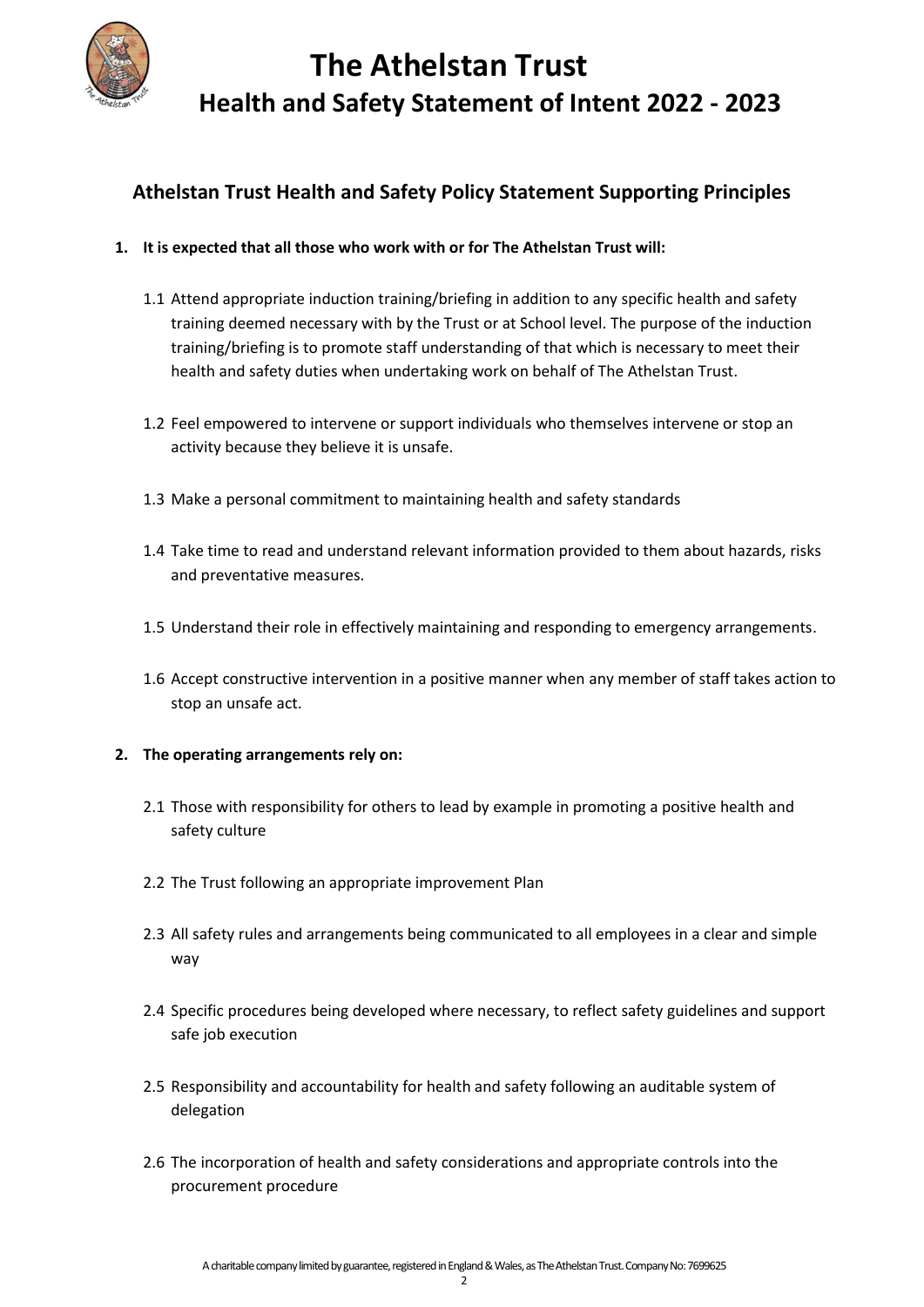# The Athelstan Trust

## Health and Safety Statement of Intent 2022 - 2023

### Athelstan Trust Health and Safety Policy Statement Supporting Principles

1. **It is expected that all those who work with or for The Athelstan Trust will:**

   1.1 Attend appropriate induction training/briefing in addition to any specific health and safety training deemed necessary with by the Trust or at School level. The purpose of the induction training/briefing is to promote staff understanding of that which is necessary to meet their health and safety duties when undertaking work on behalf of The Athelstan Trust.

   1.2 Feel empowered to intervene or support individuals who themselves intervene or stop an activity because they believe it is unsafe.

   1.3 Make a personal commitment to maintaining health and safety standards

   1.4 Take time to read and understand relevant information provided to them about hazards, risks and preventative measures.

   1.5 Understand their role in effectively maintaining and responding to emergency arrangements.

   1.6 Accept constructive intervention in a positive manner when any member of staff takes action to stop an unsafe act.

2. **The operating arrangements rely on:**

   2.1 Those with responsibility for others to lead by example in promoting a positive health and safety culture

   2.2 The Trust following an appropriate improvement Plan

   2.3 All safety rules and arrangements being communicated to all employees in a clear and simple way

   2.4 Specific procedures being developed where necessary, to reflect safety guidelines and support safe job execution

   2.5 Responsibility and accountability for health and safety following an auditable system of delegation

   2.6 The incorporation of health and safety considerations and appropriate controls into the procurement procedure

A charitable company limited by guarantee, registered in England & Wales, as The Athelstan Trust. Company No: 7699625